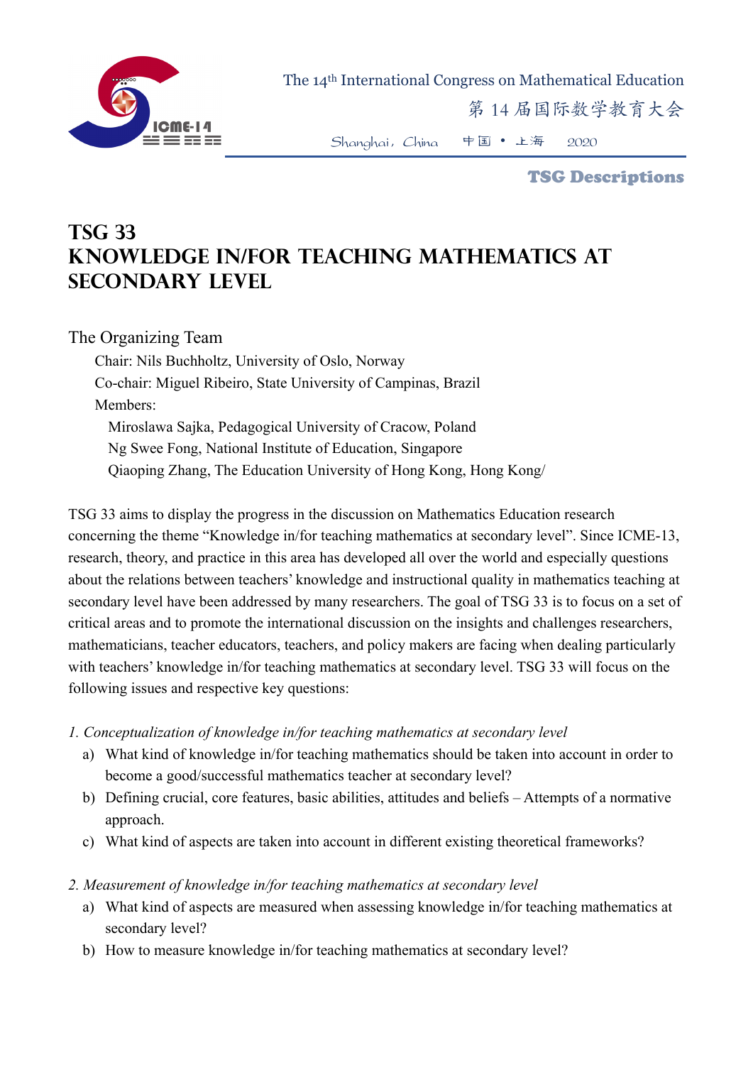# TSG 33
# KNOWLEDGE IN/FOR TEACHING MATHEMATICS AT SECONDARY LEVEL

The Organizing Team

Chair: Nils Buchholtz, University of Oslo, Norway

Co-chair: Miguel Ribeiro, State University of Campinas, Brazil

Members:

Miroslawa Sajka, Pedagogical University of Cracow, Poland

Ng Swee Fong, National Institute of Education, Singapore

Qiaoping Zhang, The Education University of Hong Kong, Hong Kong/

TSG 33 aims to display the progress in the discussion on Mathematics Education research concerning the theme "Knowledge in/for teaching mathematics at secondary level". Since ICME-13, research, theory, and practice in this area has developed all over the world and especially questions about the relations between teachers' knowledge and instructional quality in mathematics teaching at secondary level have been addressed by many researchers. The goal of TSG 33 is to focus on a set of critical areas and to promote the international discussion on the insights and challenges researchers, mathematicians, teacher educators, teachers, and policy makers are facing when dealing particularly with teachers' knowledge in/for teaching mathematics at secondary level. TSG 33 will focus on the following issues and respective key questions:

*1. Conceptualization of knowledge in/for teaching mathematics at secondary level*

a) What kind of knowledge in/for teaching mathematics should be taken into account in order to become a good/successful mathematics teacher at secondary level?

b) Defining crucial, core features, basic abilities, attitudes and beliefs – Attempts of a normative approach.

c) What kind of aspects are taken into account in different existing theoretical frameworks?

*2. Measurement of knowledge in/for teaching mathematics at secondary level*

a) What kind of aspects are measured when assessing knowledge in/for teaching mathematics at secondary level?

b) How to measure knowledge in/for teaching mathematics at secondary level?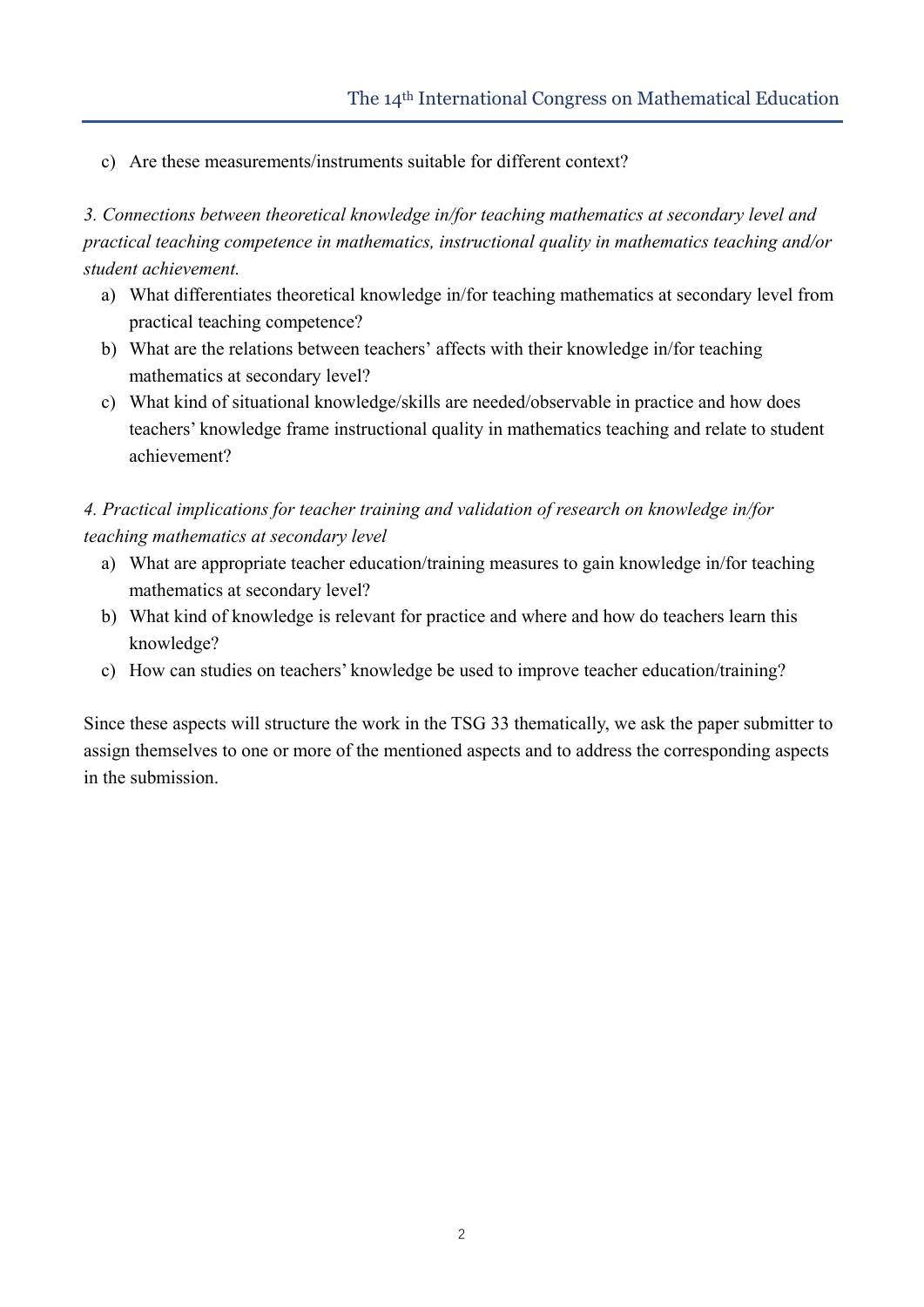c) Are these measurements/instruments suitable for different context?

*3. Connections between theoretical knowledge in/for teaching mathematics at secondary level and practical teaching competence in mathematics, instructional quality in mathematics teaching and/or student achievement.*

a) What differentiates theoretical knowledge in/for teaching mathematics at secondary level from practical teaching competence?

b) What are the relations between teachers' affects with their knowledge in/for teaching mathematics at secondary level?

c) What kind of situational knowledge/skills are needed/observable in practice and how does teachers' knowledge frame instructional quality in mathematics teaching and relate to student achievement?

*4. Practical implications for teacher training and validation of research on knowledge in/for teaching mathematics at secondary level*

a) What are appropriate teacher education/training measures to gain knowledge in/for teaching mathematics at secondary level?

b) What kind of knowledge is relevant for practice and where and how do teachers learn this knowledge?

c) How can studies on teachers' knowledge be used to improve teacher education/training?

Since these aspects will structure the work in the TSG 33 thematically, we ask the paper submitter to assign themselves to one or more of the mentioned aspects and to address the corresponding aspects in the submission.